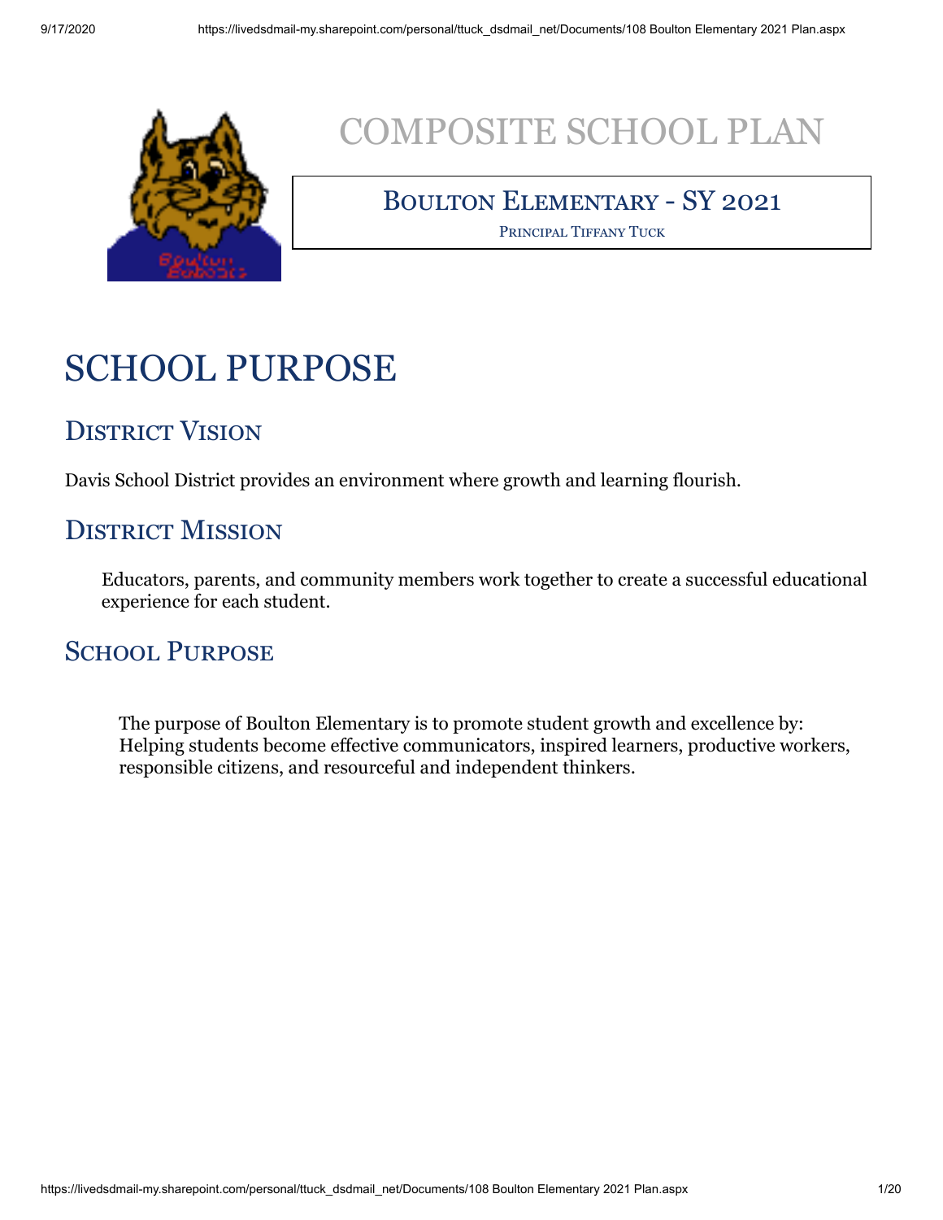# COMPOSITE SCHOOL PLAN

## Boulton Elementary - SY 2021

Principal Tiffany Tuck

# SCHOOL PURPOSE

## District Vision

Davis School District provides an environment where growth and learning flourish.

## District Mission

Educators, parents, and community members work together to create a successful educational experience for each student.

## School Purpose

The purpose of Boulton Elementary is to promote student growth and excellence by: Helping students become effective communicators, inspired learners, productive workers, responsible citizens, and resourceful and independent thinkers.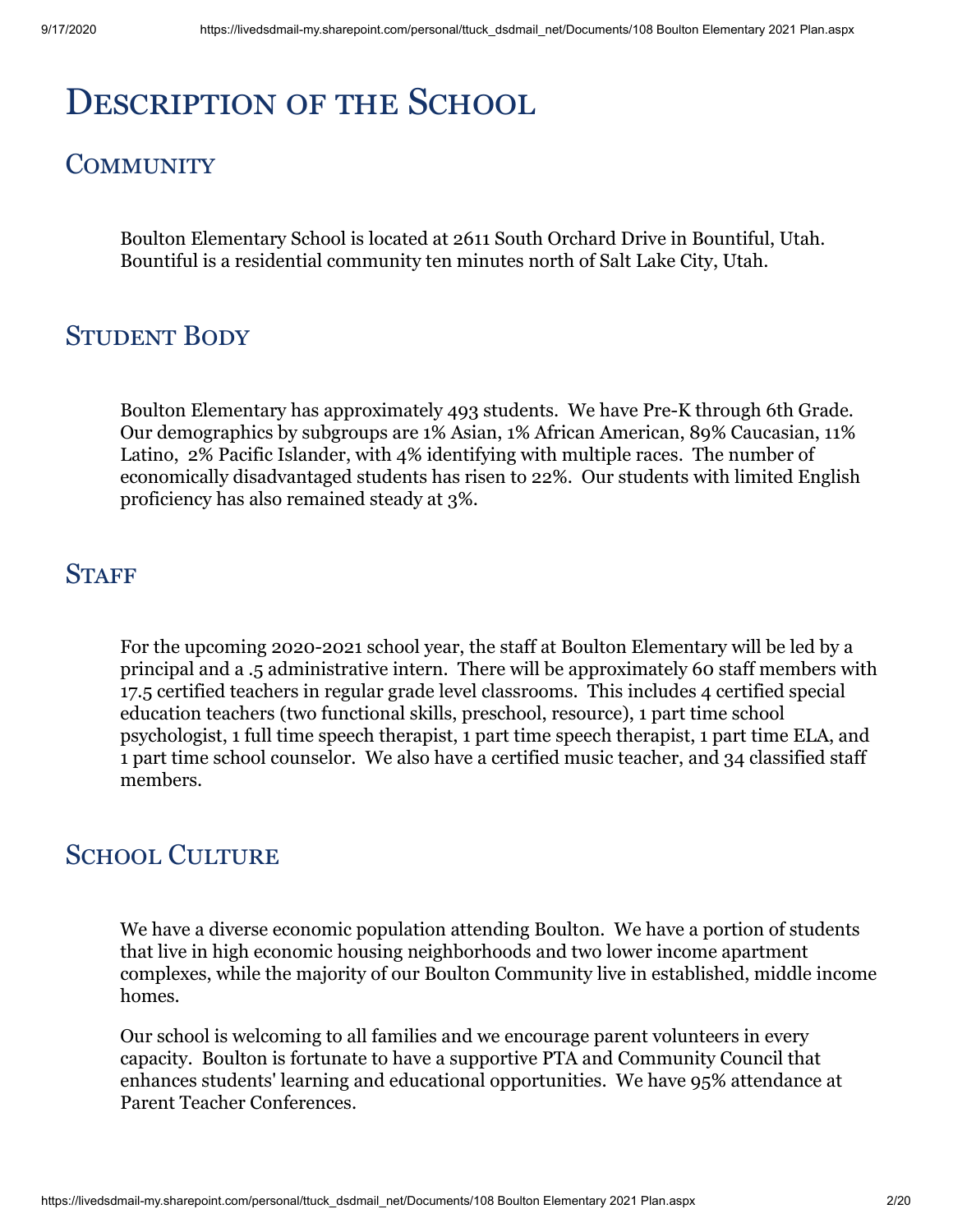# Description of the School

## Community

Boulton Elementary School is located at 2611 South Orchard Drive in Bountiful, Utah. Bountiful is a residential community ten minutes north of Salt Lake City, Utah.

## Student Body

Boulton Elementary has approximately 493 students. We have Pre-K through 6th Grade. Our demographics by subgroups are 1% Asian, 1% African American, 89% Caucasian, 11% Latino, 2% Pacific Islander, with 4% identifying with multiple races. The number of economically disadvantaged students has risen to 22%. Our students with limited English proficiency has also remained steady at 3%.

## Staff

For the upcoming 2020-2021 school year, the staff at Boulton Elementary will be led by a principal and a .5 administrative intern. There will be approximately 60 staff members with 17.5 certified teachers in regular grade level classrooms. This includes 4 certified special education teachers (two functional skills, preschool, resource), 1 part time school psychologist, 1 full time speech therapist, 1 part time speech therapist, 1 part time ELA, and 1 part time school counselor. We also have a certified music teacher, and 34 classified staff members.

## School Culture

We have a diverse economic population attending Boulton. We have a portion of students that live in high economic housing neighborhoods and two lower income apartment complexes, while the majority of our Boulton Community live in established, middle income homes.

Our school is welcoming to all families and we encourage parent volunteers in every capacity. Boulton is fortunate to have a supportive PTA and Community Council that enhances students' learning and educational opportunities. We have 95% attendance at Parent Teacher Conferences.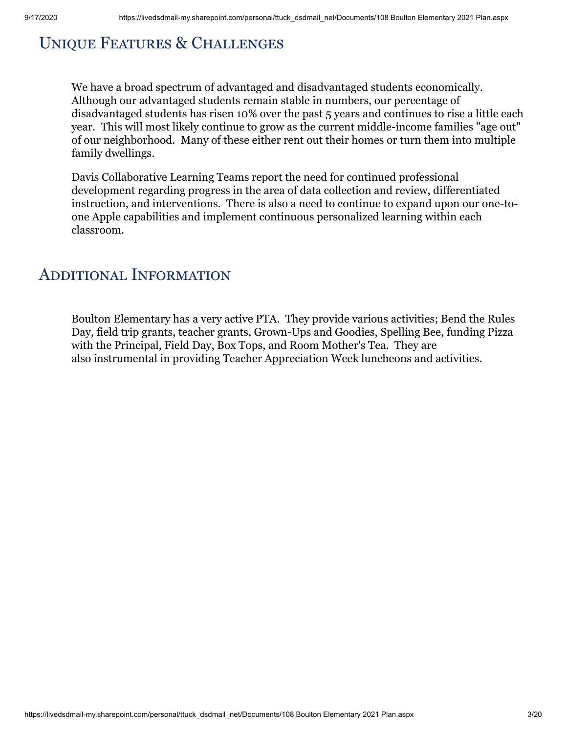## Unique Features & Challenges

We have a broad spectrum of advantaged and disadvantaged students economically. Although our advantaged students remain stable in numbers, our percentage of disadvantaged students has risen 10% over the past 5 years and continues to rise a little each year. This will most likely continue to grow as the current middle-income families "age out" of our neighborhood. Many of these either rent out their homes or turn them into multiple family dwellings.

Davis Collaborative Learning Teams report the need for continued professional development regarding progress in the area of data collection and review, differentiated instruction, and interventions. There is also a need to continue to expand upon our one-to-one Apple capabilities and implement continuous personalized learning within each classroom.

## Additional Information

Boulton Elementary has a very active PTA. They provide various activities; Bend the Rules Day, field trip grants, teacher grants, Grown-Ups and Goodies, Spelling Bee, funding Pizza with the Principal, Field Day, Box Tops, and Room Mother's Tea. They are also instrumental in providing Teacher Appreciation Week luncheons and activities.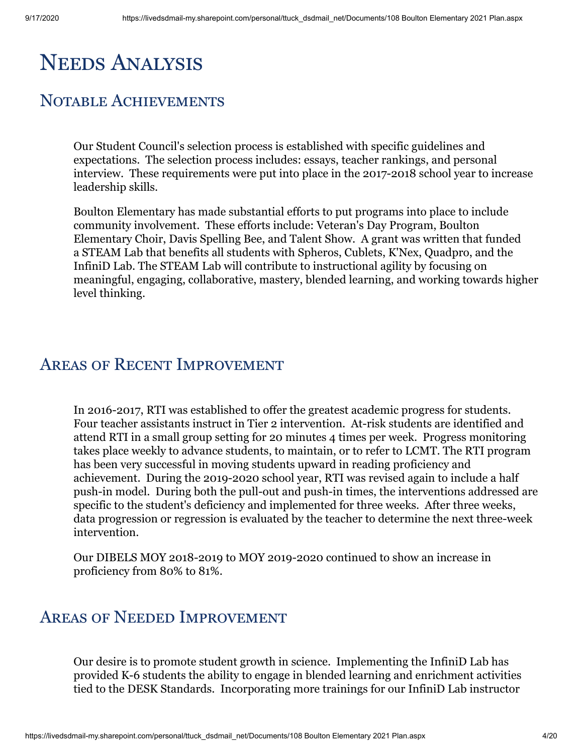# Needs Analysis

## Notable Achievements

Our Student Council's selection process is established with specific guidelines and expectations. The selection process includes: essays, teacher rankings, and personal interview. These requirements were put into place in the 2017-2018 school year to increase leadership skills.

Boulton Elementary has made substantial efforts to put programs into place to include community involvement. These efforts include: Veteran's Day Program, Boulton Elementary Choir, Davis Spelling Bee, and Talent Show. A grant was written that funded a STEAM Lab that benefits all students with Spheros, Cublets, K'Nex, Quadpro, and the InfiniD Lab. The STEAM Lab will contribute to instructional agility by focusing on meaningful, engaging, collaborative, mastery, blended learning, and working towards higher level thinking.

## Areas of Recent Improvement

In 2016-2017, RTI was established to offer the greatest academic progress for students. Four teacher assistants instruct in Tier 2 intervention. At-risk students are identified and attend RTI in a small group setting for 20 minutes 4 times per week. Progress monitoring takes place weekly to advance students, to maintain, or to refer to LCMT. The RTI program has been very successful in moving students upward in reading proficiency and achievement. During the 2019-2020 school year, RTI was revised again to include a half push-in model. During both the pull-out and push-in times, the interventions addressed are specific to the student's deficiency and implemented for three weeks. After three weeks, data progression or regression is evaluated by the teacher to determine the next three-week intervention.

Our DIBELS MOY 2018-2019 to MOY 2019-2020 continued to show an increase in proficiency from 80% to 81%.

## Areas of Needed Improvement

Our desire is to promote student growth in science. Implementing the InfiniD Lab has provided K-6 students the ability to engage in blended learning and enrichment activities tied to the DESK Standards. Incorporating more trainings for our InfiniD Lab instructor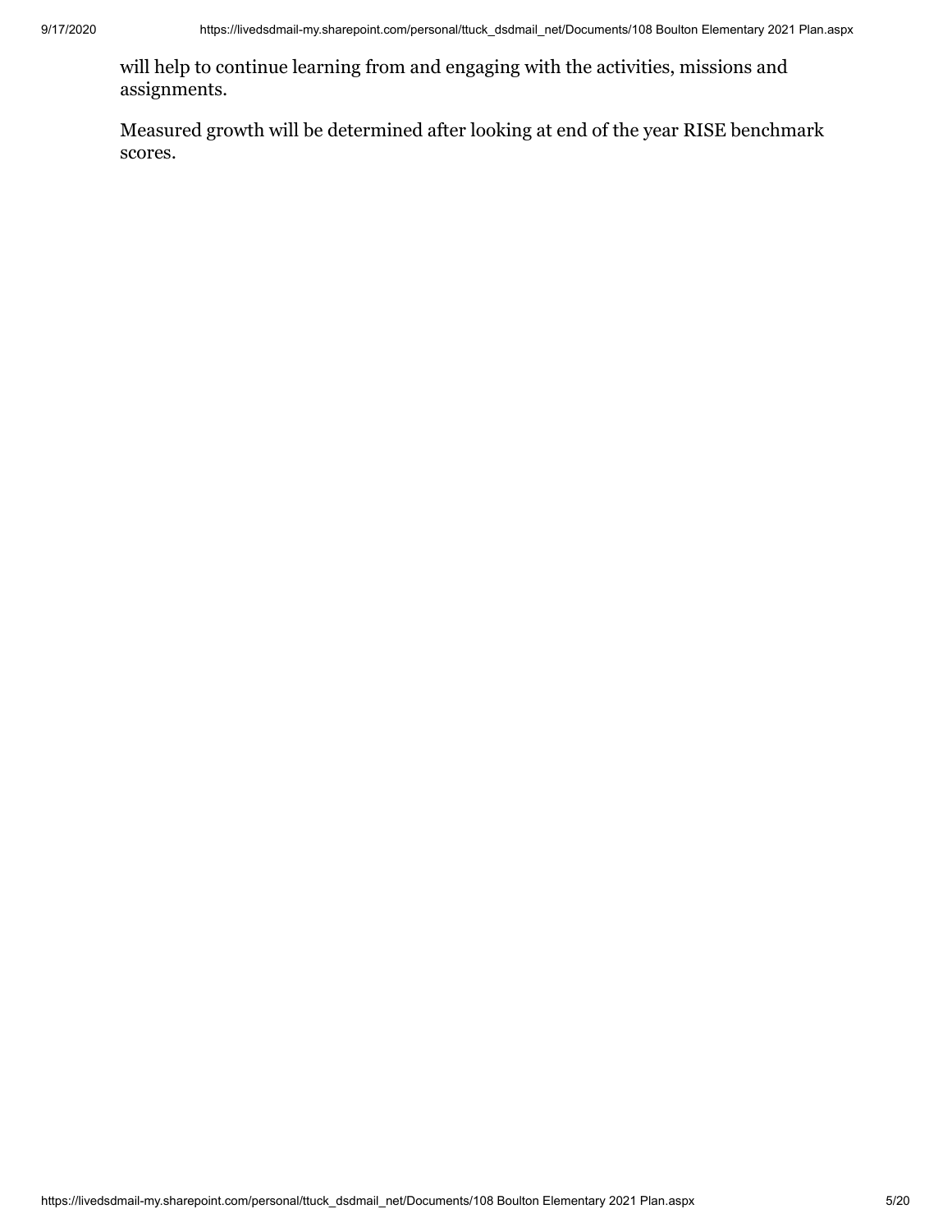will help to continue learning from and engaging with the activities, missions and assignments.

Measured growth will be determined after looking at end of the year RISE benchmark scores.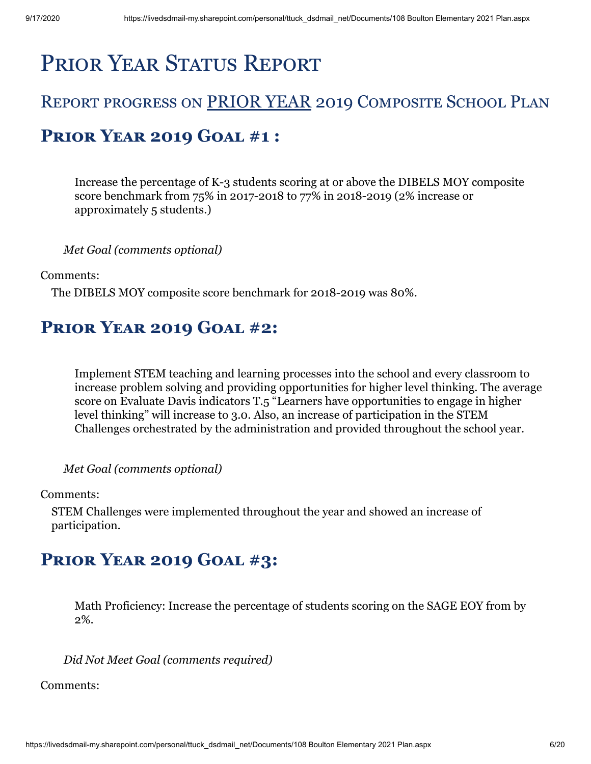# Prior Year Status Report

## Report progress on PRIOR YEAR 2019 Composite School Plan

### Prior Year 2019 Goal #1 :

Increase the percentage of K-3 students scoring at or above the DIBELS MOY composite score benchmark from 75% in 2017-2018 to 77% in 2018-2019 (2% increase or approximately 5 students.)

*Met Goal (comments optional)*

Comments:

The DIBELS MOY composite score benchmark for 2018-2019 was 80%.

### Prior Year 2019 Goal #2:

Implement STEM teaching and learning processes into the school and every classroom to increase problem solving and providing opportunities for higher level thinking. The average score on Evaluate Davis indicators T.5 "Learners have opportunities to engage in higher level thinking" will increase to 3.0. Also, an increase of participation in the STEM Challenges orchestrated by the administration and provided throughout the school year.

*Met Goal (comments optional)*

Comments:

STEM Challenges were implemented throughout the year and showed an increase of participation.

### Prior Year 2019 Goal #3:

Math Proficiency: Increase the percentage of students scoring on the SAGE EOY from by 2%.

*Did Not Meet Goal (comments required)*

Comments: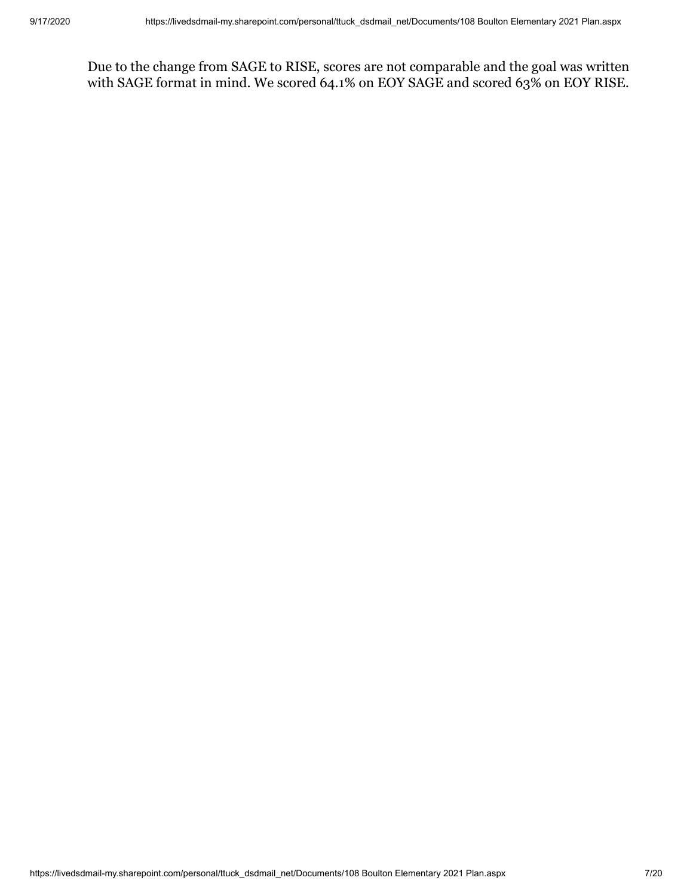Due to the change from SAGE to RISE, scores are not comparable and the goal was written with SAGE format in mind. We scored 64.1% on EOY SAGE and scored 63% on EOY RISE.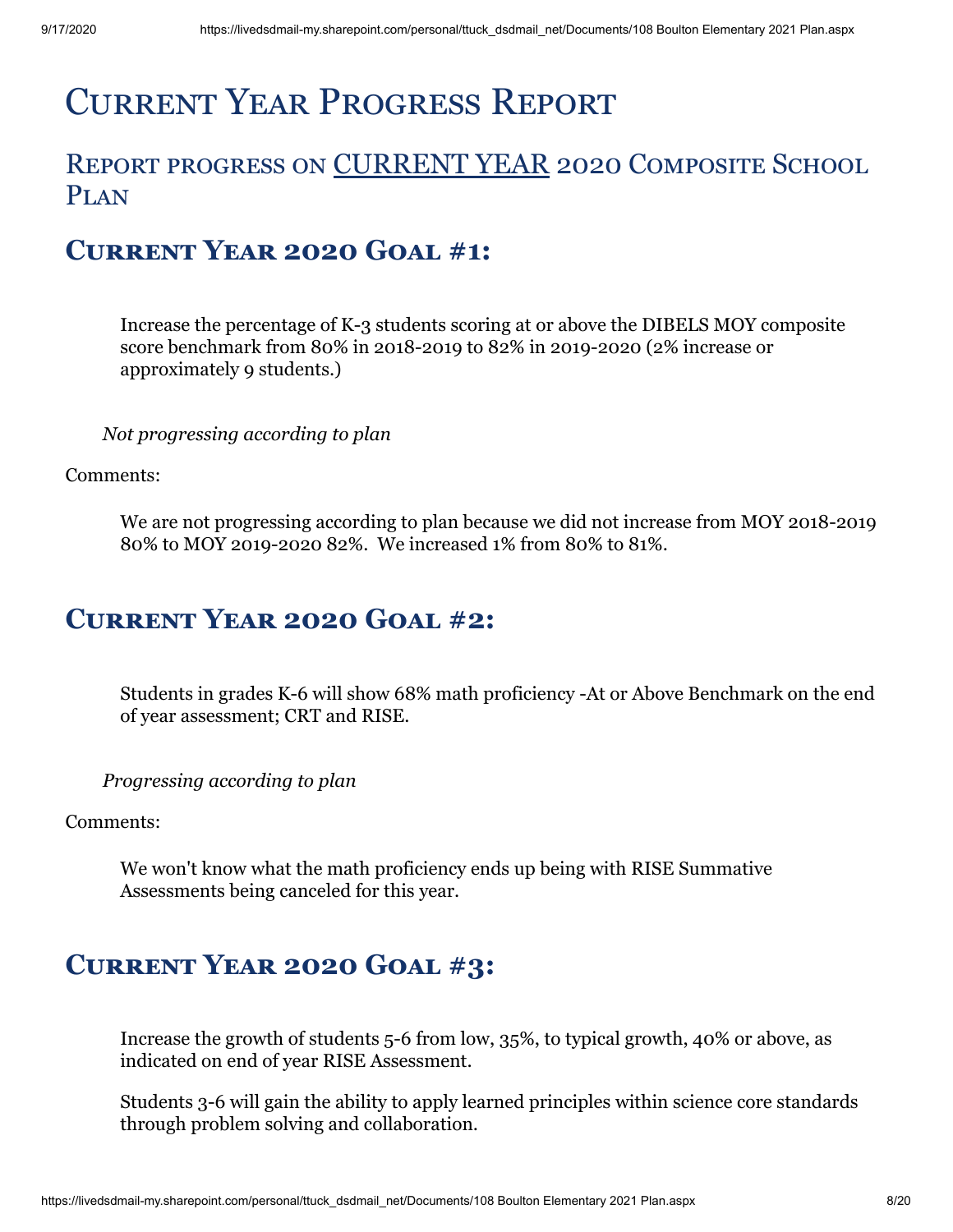# Current Year Progress Report

## Report progress on CURRENT YEAR 2020 Composite School Plan

### Current Year 2020 Goal #1:

Increase the percentage of K-3 students scoring at or above the DIBELS MOY composite score benchmark from 80% in 2018-2019 to 82% in 2019-2020 (2% increase or approximately 9 students.)

*Not progressing according to plan*

Comments:

We are not progressing according to plan because we did not increase from MOY 2018-2019 80% to MOY 2019-2020 82%. We increased 1% from 80% to 81%.

### Current Year 2020 Goal #2:

Students in grades K-6 will show 68% math proficiency -At or Above Benchmark on the end of year assessment; CRT and RISE.

*Progressing according to plan*

Comments:

We won't know what the math proficiency ends up being with RISE Summative Assessments being canceled for this year.

### Current Year 2020 Goal #3:

Increase the growth of students 5-6 from low, 35%, to typical growth, 40% or above, as indicated on end of year RISE Assessment.

Students 3-6 will gain the ability to apply learned principles within science core standards through problem solving and collaboration.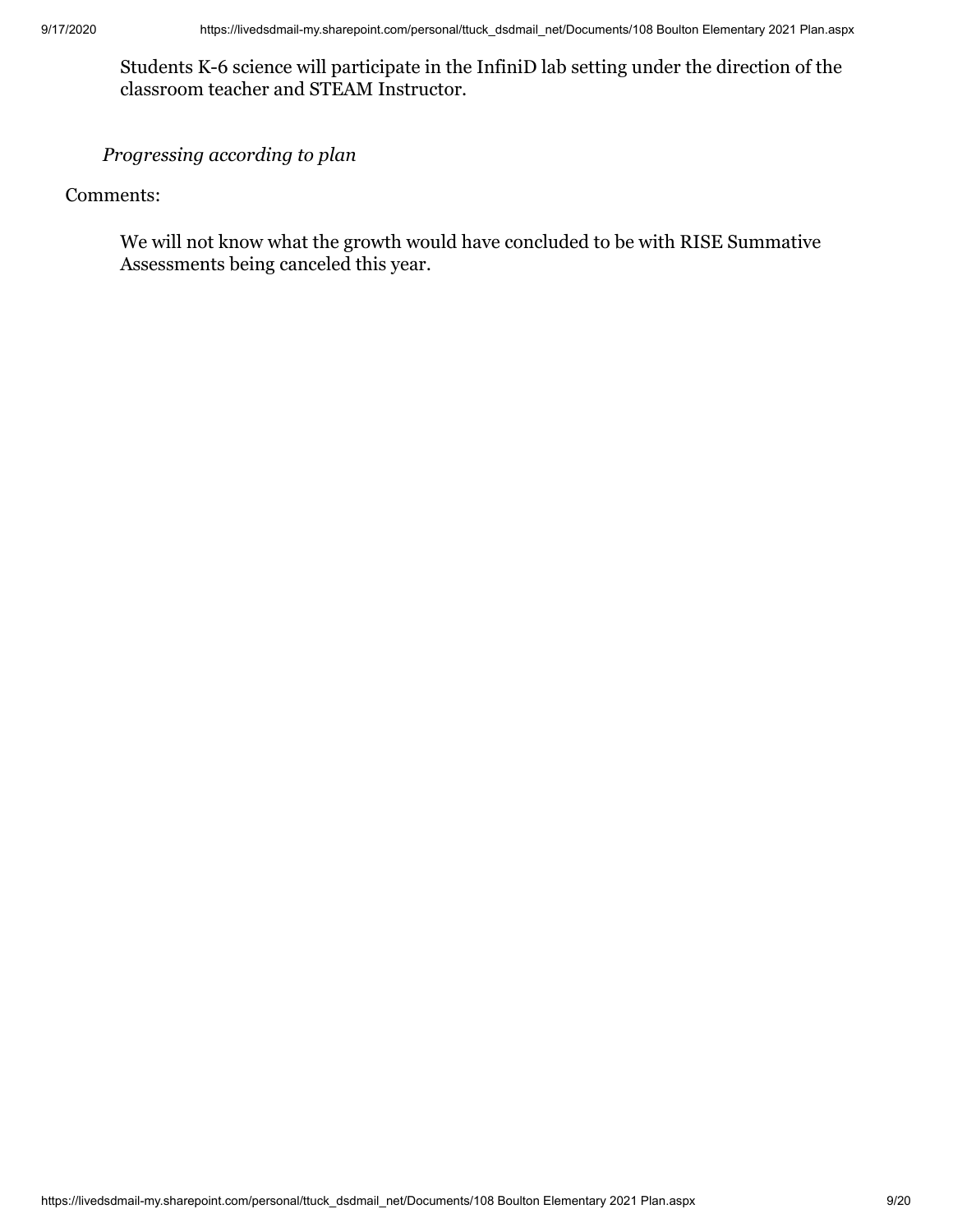Students K-6 science will participate in the InfiniD lab setting under the direction of the classroom teacher and STEAM Instructor.

*Progressing according to plan*

Comments:

We will not know what the growth would have concluded to be with RISE Summative Assessments being canceled this year.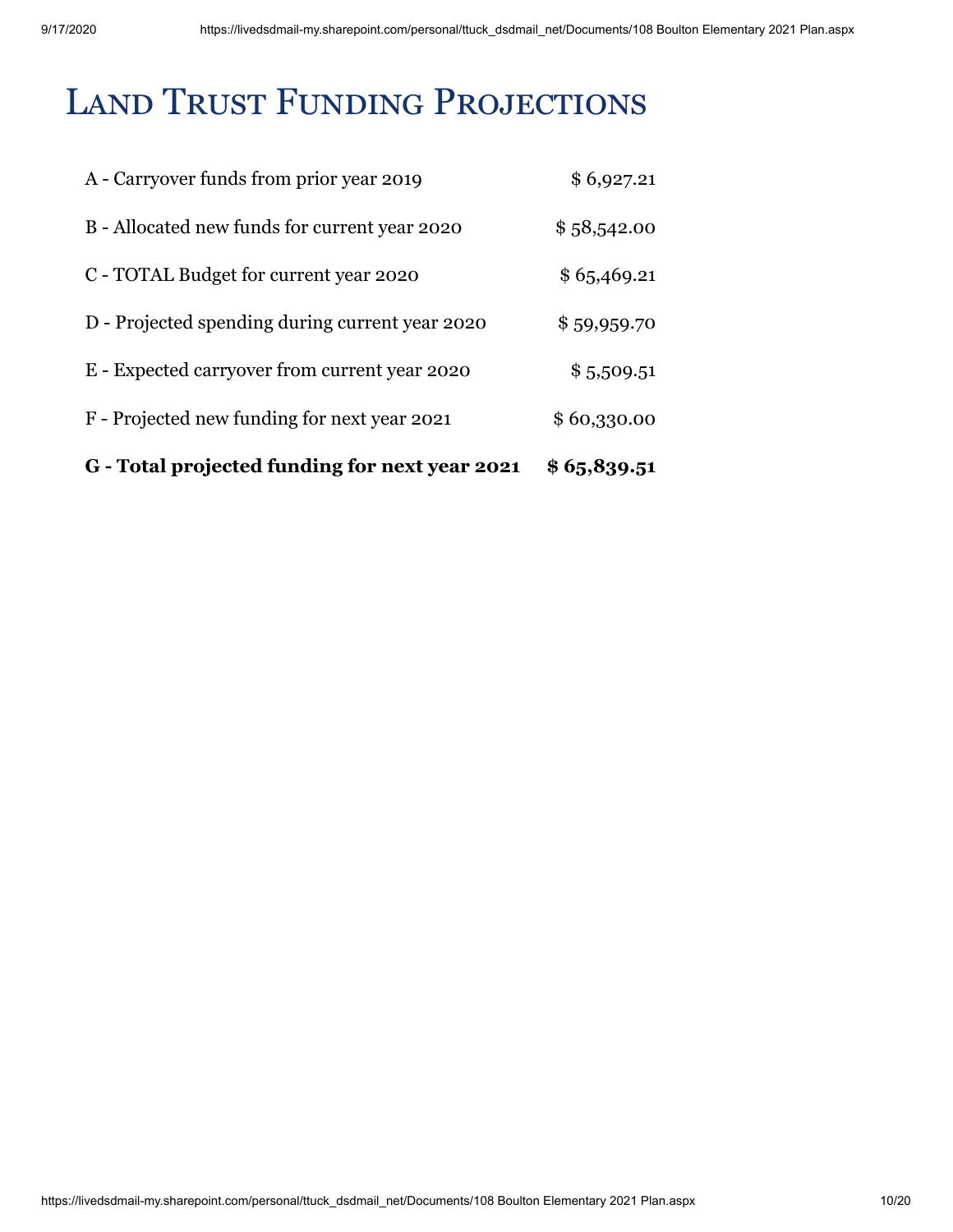# Land Trust Funding Projections

| | |
|---|---|
| A - Carryover funds from prior year 2019 | $ 6,927.21 |
| B - Allocated new funds for current year 2020 | $ 58,542.00 |
| C - TOTAL Budget for current year 2020 | $ 65,469.21 |
| D - Projected spending during current year 2020 | $ 59,959.70 |
| E - Expected carryover from current year 2020 | $ 5,509.51 |
| F - Projected new funding for next year 2021 | $ 60,330.00 |
| **G - Total projected funding for next year 2021** | **$ 65,839.51** |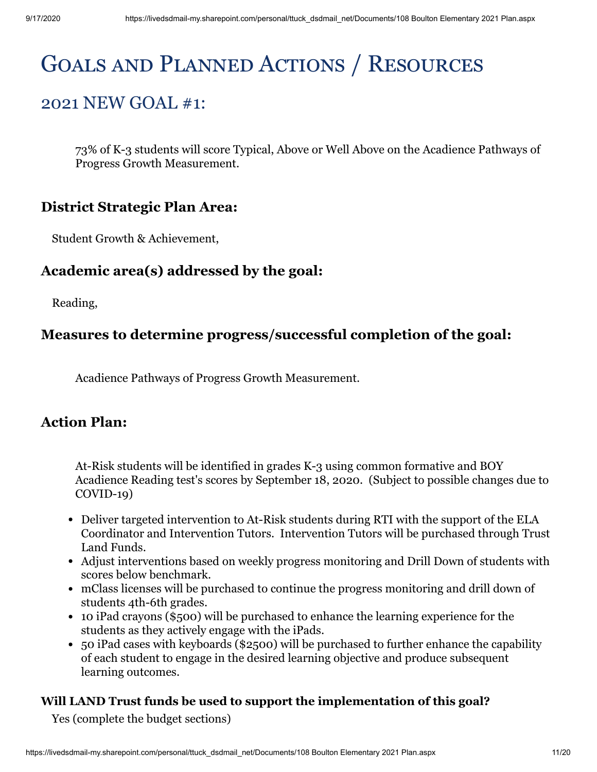# Goals and Planned Actions / Resources

## 2021 NEW GOAL #1:

73% of K-3 students will score Typical, Above or Well Above on the Acadience Pathways of Progress Growth Measurement.

### District Strategic Plan Area:

Student Growth & Achievement,

### Academic area(s) addressed by the goal:

Reading,

### Measures to determine progress/successful completion of the goal:

Acadience Pathways of Progress Growth Measurement.

### Action Plan:

At-Risk students will be identified in grades K-3 using common formative and BOY Acadience Reading test's scores by September 18, 2020. (Subject to possible changes due to COVID-19)

- Deliver targeted intervention to At-Risk students during RTI with the support of the ELA Coordinator and Intervention Tutors. Intervention Tutors will be purchased through Trust Land Funds.
- Adjust interventions based on weekly progress monitoring and Drill Down of students with scores below benchmark.
- mClass licenses will be purchased to continue the progress monitoring and drill down of students 4th-6th grades.
- 10 iPad crayons ($500) will be purchased to enhance the learning experience for the students as they actively engage with the iPads.
- 50 iPad cases with keyboards ($2500) will be purchased to further enhance the capability of each student to engage in the desired learning objective and produce subsequent learning outcomes.

### Will LAND Trust funds be used to support the implementation of this goal?

Yes (complete the budget sections)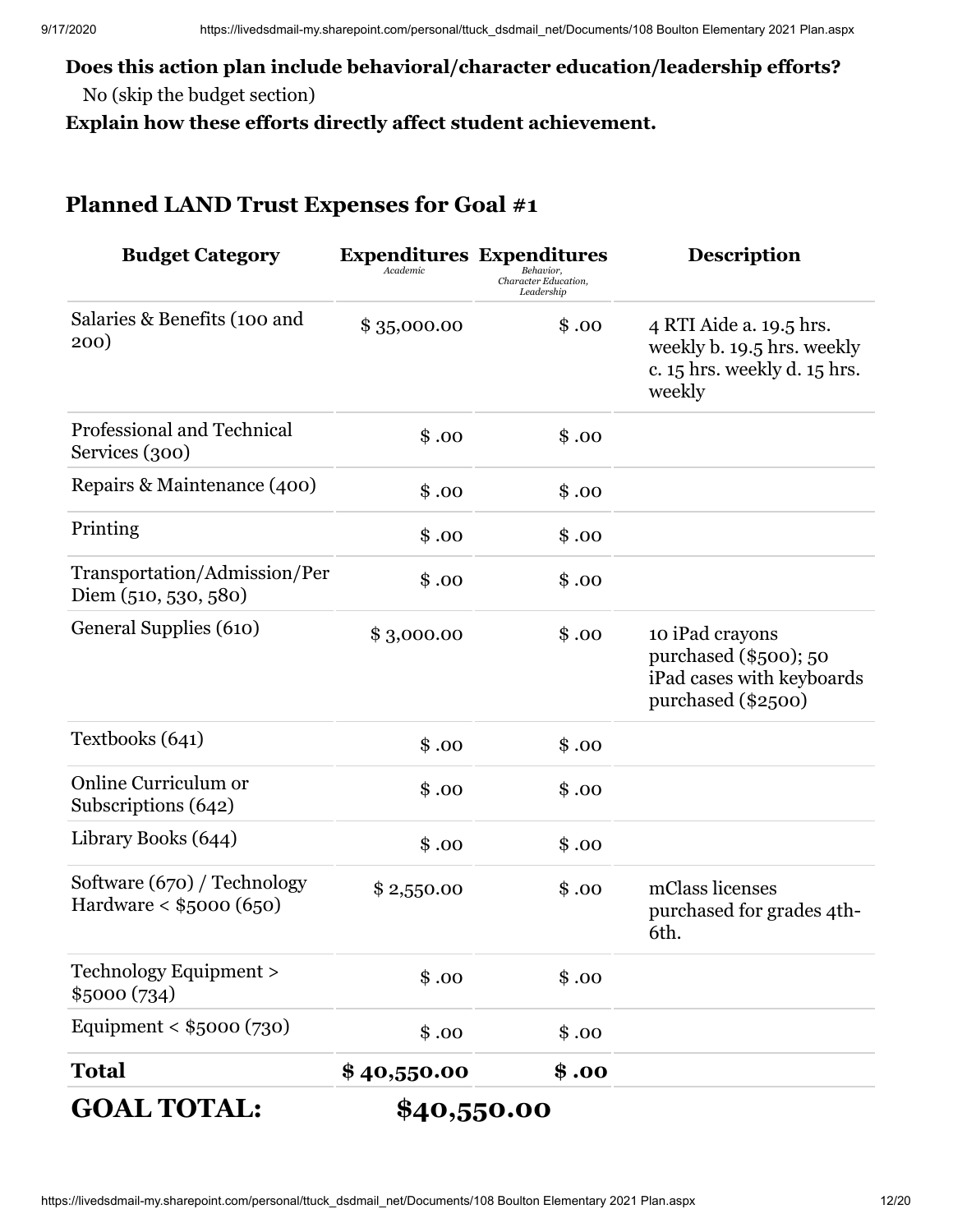**Does this action plan include behavioral/character education/leadership efforts?**

No (skip the budget section)

**Explain how these efforts directly affect student achievement.**

## Planned LAND Trust Expenses for Goal #1

| Budget Category | Expenditures *Academic* | Expenditures *Behavior, Character Education, Leadership* | Description |
|---|---|---|---|
| Salaries & Benefits (100 and 200) | $ 35,000.00 | $ .00 | 4 RTI Aide a. 19.5 hrs. weekly b. 19.5 hrs. weekly c. 15 hrs. weekly d. 15 hrs. weekly |
| Professional and Technical Services (300) | $ .00 | $ .00 | |
| Repairs & Maintenance (400) | $ .00 | $ .00 | |
| Printing | $ .00 | $ .00 | |
| Transportation/Admission/Per Diem (510, 530, 580) | $ .00 | $ .00 | |
| General Supplies (610) | $ 3,000.00 | $ .00 | 10 iPad crayons purchased ($500); 50 iPad cases with keyboards purchased ($2500) |
| Textbooks (641) | $ .00 | $ .00 | |
| Online Curriculum or Subscriptions (642) | $ .00 | $ .00 | |
| Library Books (644) | $ .00 | $ .00 | |
| Software (670) / Technology Hardware < $5000 (650) | $ 2,550.00 | $ .00 | mClass licenses purchased for grades 4th-6th. |
| Technology Equipment > $5000 (734) | $ .00 | $ .00 | |
| Equipment < $5000 (730) | $ .00 | $ .00 | |
| **Total** | **$ 40,550.00** | **$ .00** | |
| **GOAL TOTAL:** | **$40,550.00** | | |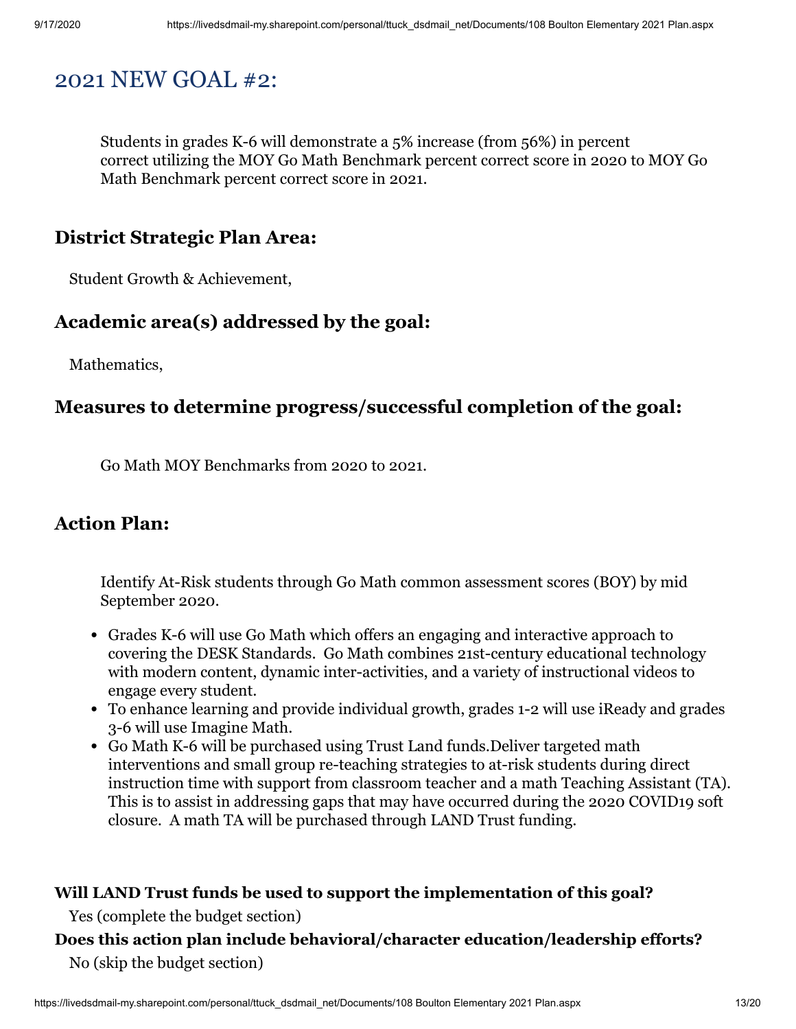# 2021 NEW GOAL #2:

Students in grades K-6 will demonstrate a 5% increase (from 56%) in percent correct utilizing the MOY Go Math Benchmark percent correct score in 2020 to MOY Go Math Benchmark percent correct score in 2021.

## District Strategic Plan Area:

Student Growth & Achievement,

## Academic area(s) addressed by the goal:

Mathematics,

## Measures to determine progress/successful completion of the goal:

Go Math MOY Benchmarks from 2020 to 2021.

## Action Plan:

Identify At-Risk students through Go Math common assessment scores (BOY) by mid September 2020.

- Grades K-6 will use Go Math which offers an engaging and interactive approach to covering the DESK Standards. Go Math combines 21st-century educational technology with modern content, dynamic inter-activities, and a variety of instructional videos to engage every student.
- To enhance learning and provide individual growth, grades 1-2 will use iReady and grades 3-6 will use Imagine Math.
- Go Math K-6 will be purchased using Trust Land funds.Deliver targeted math interventions and small group re-teaching strategies to at-risk students during direct instruction time with support from classroom teacher and a math Teaching Assistant (TA). This is to assist in addressing gaps that may have occurred during the 2020 COVID19 soft closure. A math TA will be purchased through LAND Trust funding.

**Will LAND Trust funds be used to support the implementation of this goal?**

Yes (complete the budget section)

**Does this action plan include behavioral/character education/leadership efforts?**

No (skip the budget section)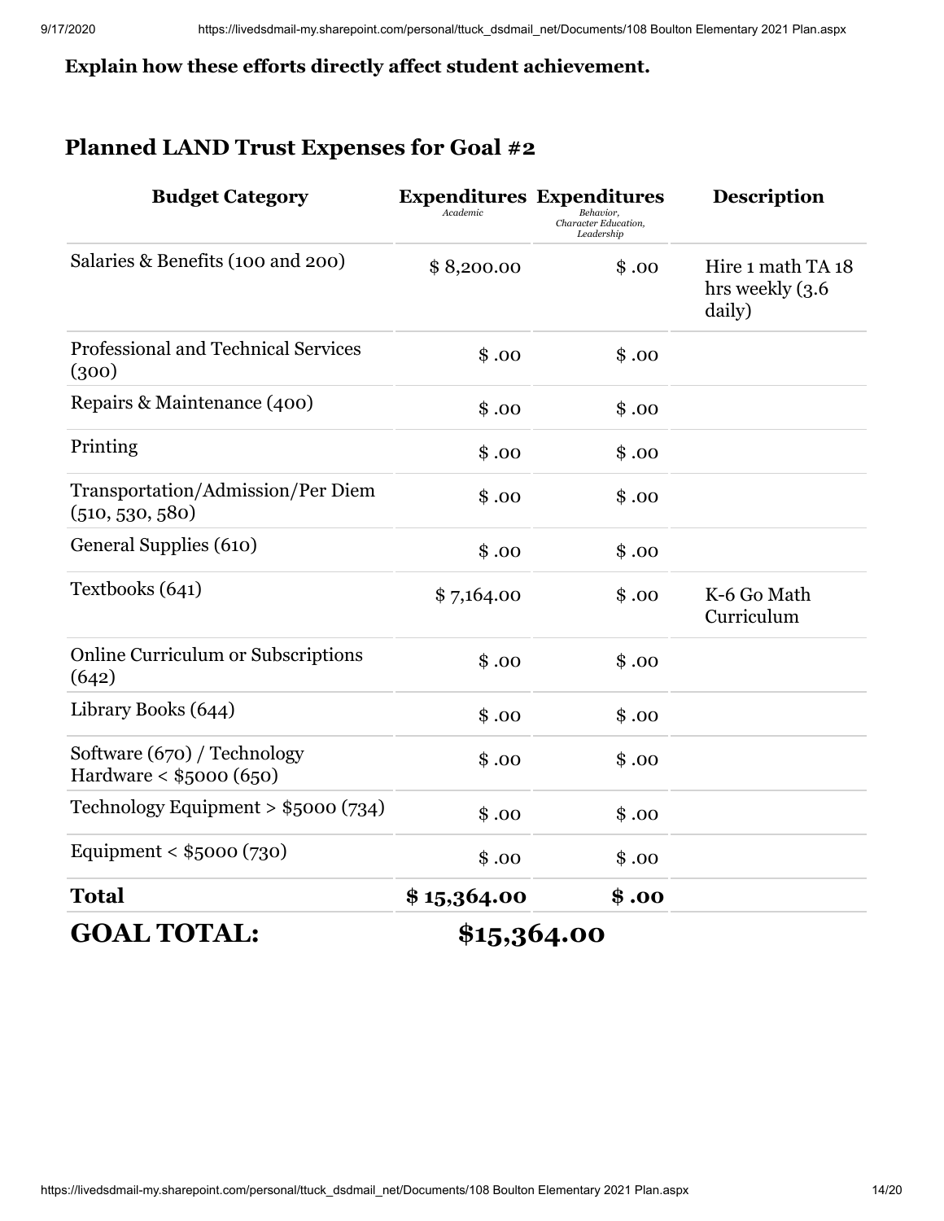**Explain how these efforts directly affect student achievement.**

## Planned LAND Trust Expenses for Goal #2

| Budget Category | Expenditures *Academic* | Expenditures *Behavior, Character Education, Leadership* | Description |
|---|---|---|---|
| Salaries & Benefits (100 and 200) | $ 8,200.00 | $ .00 | Hire 1 math TA 18 hrs weekly (3.6 daily) |
| Professional and Technical Services (300) | $ .00 | $ .00 | |
| Repairs & Maintenance (400) | $ .00 | $ .00 | |
| Printing | $ .00 | $ .00 | |
| Transportation/Admission/Per Diem (510, 530, 580) | $ .00 | $ .00 | |
| General Supplies (610) | $ .00 | $ .00 | |
| Textbooks (641) | $ 7,164.00 | $ .00 | K-6 Go Math Curriculum |
| Online Curriculum or Subscriptions (642) | $ .00 | $ .00 | |
| Library Books (644) | $ .00 | $ .00 | |
| Software (670) / Technology Hardware < $5000 (650) | $ .00 | $ .00 | |
| Technology Equipment > $5000 (734) | $ .00 | $ .00 | |
| Equipment < $5000 (730) | $ .00 | $ .00 | |
| **Total** | **$ 15,364.00** | **$ .00** | |
| **GOAL TOTAL:** | **$15,364.00** | | |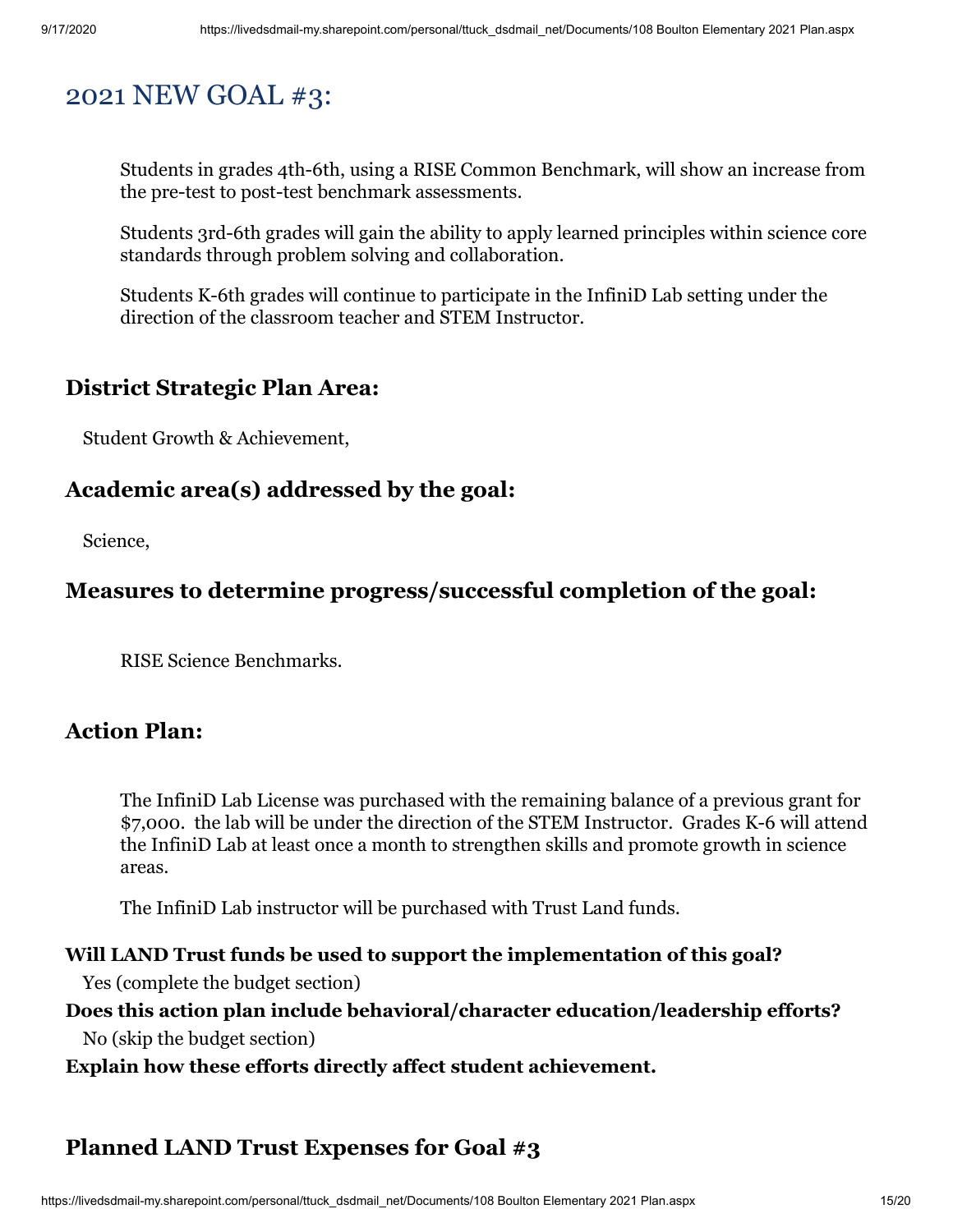# 2021 NEW GOAL #3:

Students in grades 4th-6th, using a RISE Common Benchmark, will show an increase from the pre-test to post-test benchmark assessments.

Students 3rd-6th grades will gain the ability to apply learned principles within science core standards through problem solving and collaboration.

Students K-6th grades will continue to participate in the InfiniD Lab setting under the direction of the classroom teacher and STEM Instructor.

## District Strategic Plan Area:

Student Growth & Achievement,

## Academic area(s) addressed by the goal:

Science,

## Measures to determine progress/successful completion of the goal:

RISE Science Benchmarks.

## Action Plan:

The InfiniD Lab License was purchased with the remaining balance of a previous grant for $7,000. the lab will be under the direction of the STEM Instructor. Grades K-6 will attend the InfiniD Lab at least once a month to strengthen skills and promote growth in science areas.

The InfiniD Lab instructor will be purchased with Trust Land funds.

**Will LAND Trust funds be used to support the implementation of this goal?**

Yes (complete the budget section)

**Does this action plan include behavioral/character education/leadership efforts?**

No (skip the budget section)

**Explain how these efforts directly affect student achievement.**

## Planned LAND Trust Expenses for Goal #3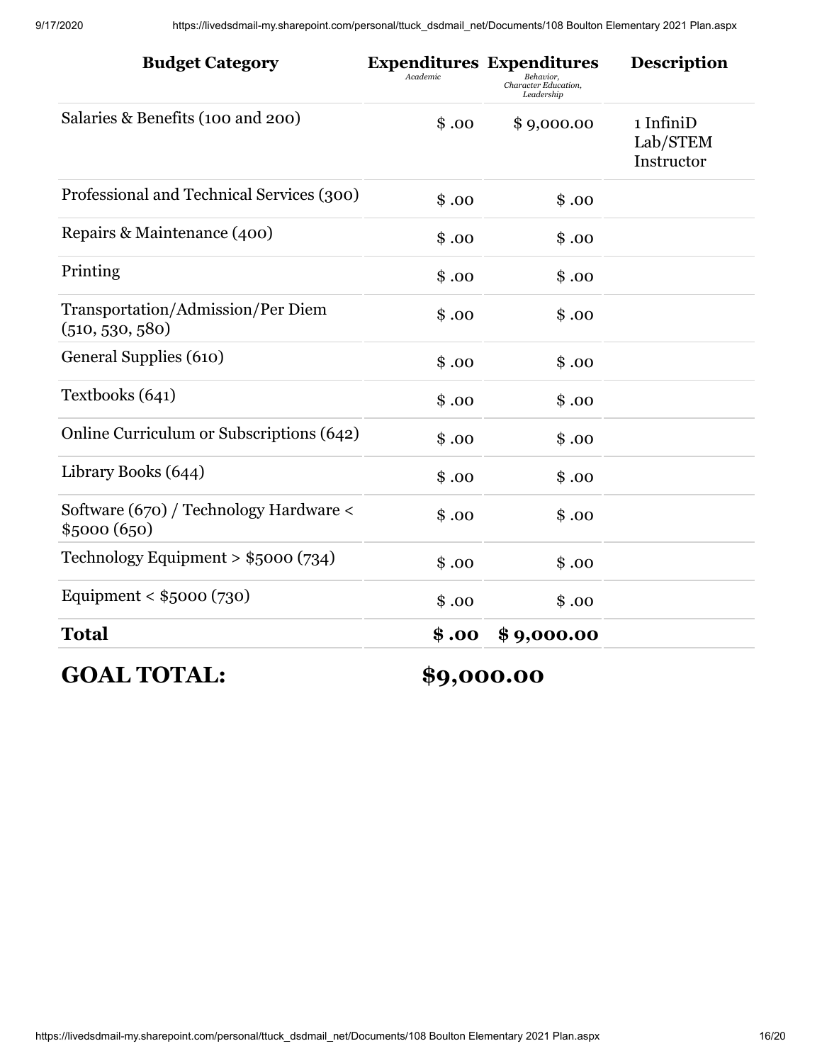| Budget Category | Expenditures *Academic* | Expenditures *Behavior, Character Education, Leadership* | Description |
|---|---|---|---|
| Salaries & Benefits (100 and 200) | $ .00 | $ 9,000.00 | 1 InfiniD Lab/STEM Instructor |
| Professional and Technical Services (300) | $ .00 | $ .00 | |
| Repairs & Maintenance (400) | $ .00 | $ .00 | |
| Printing | $ .00 | $ .00 | |
| Transportation/Admission/Per Diem (510, 530, 580) | $ .00 | $ .00 | |
| General Supplies (610) | $ .00 | $ .00 | |
| Textbooks (641) | $ .00 | $ .00 | |
| Online Curriculum or Subscriptions (642) | $ .00 | $ .00 | |
| Library Books (644) | $ .00 | $ .00 | |
| Software (670) / Technology Hardware < $5000 (650) | $ .00 | $ .00 | |
| Technology Equipment > $5000 (734) | $ .00 | $ .00 | |
| Equipment < $5000 (730) | $ .00 | $ .00 | |
| **Total** | **$ .00** | **$ 9,000.00** | |

## GOAL TOTAL: $9,000.00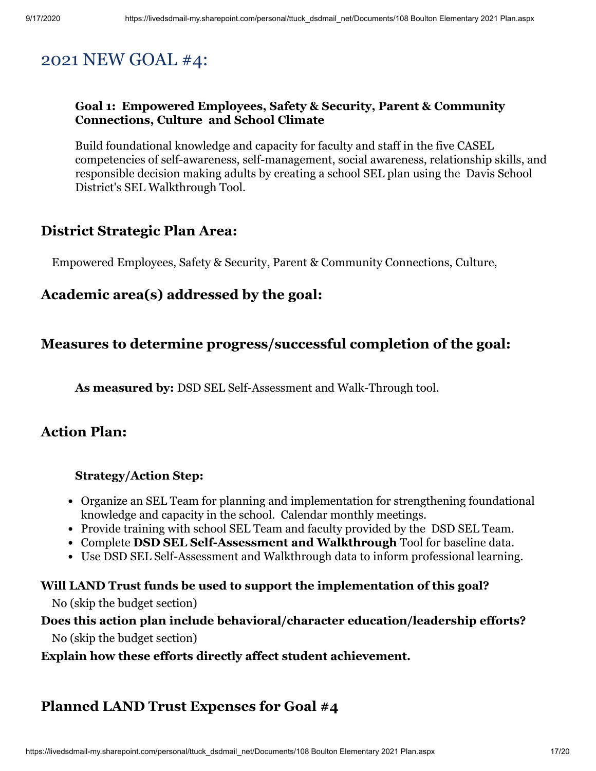## 2021 NEW GOAL #4:

**Goal 1: Empowered Employees, Safety & Security, Parent & Community Connections, Culture and School Climate**

Build foundational knowledge and capacity for faculty and staff in the five CASEL competencies of self-awareness, self-management, social awareness, relationship skills, and responsible decision making adults by creating a school SEL plan using the Davis School District's SEL Walkthrough Tool.

### District Strategic Plan Area:

Empowered Employees, Safety & Security, Parent & Community Connections, Culture,

### Academic area(s) addressed by the goal:

### Measures to determine progress/successful completion of the goal:

**As measured by:** DSD SEL Self-Assessment and Walk-Through tool.

### Action Plan:

**Strategy/Action Step:**

- Organize an SEL Team for planning and implementation for strengthening foundational knowledge and capacity in the school. Calendar monthly meetings.
- Provide training with school SEL Team and faculty provided by the DSD SEL Team.
- Complete **DSD SEL Self-Assessment and Walkthrough** Tool for baseline data.
- Use DSD SEL Self-Assessment and Walkthrough data to inform professional learning.

**Will LAND Trust funds be used to support the implementation of this goal?**

No (skip the budget section)

**Does this action plan include behavioral/character education/leadership efforts?**

No (skip the budget section)

**Explain how these efforts directly affect student achievement.**

### Planned LAND Trust Expenses for Goal #4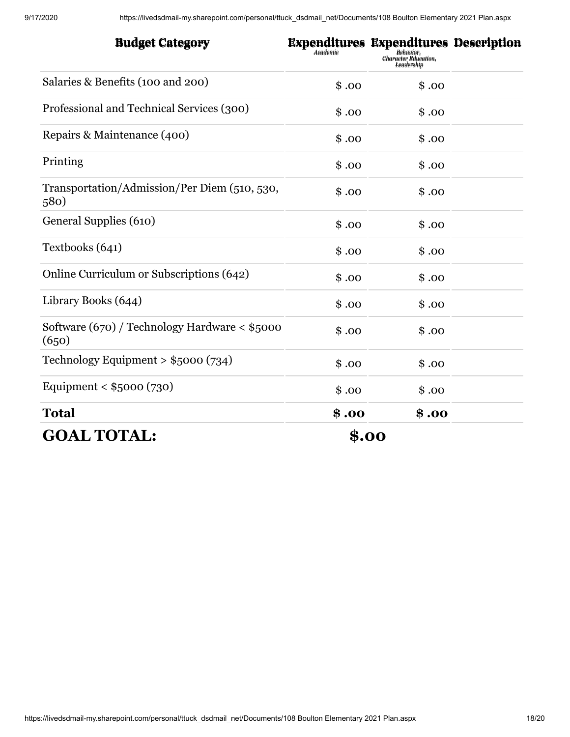| Budget Category | Expenditures *Academic* | Expenditures *Behavior, Character Education, Leadership* | Description |
|---|---|---|---|
| Salaries & Benefits (100 and 200) | $ .00 | $ .00 | |
| Professional and Technical Services (300) | $ .00 | $ .00 | |
| Repairs & Maintenance (400) | $ .00 | $ .00 | |
| Printing | $ .00 | $ .00 | |
| Transportation/Admission/Per Diem (510, 530, 580) | $ .00 | $ .00 | |
| General Supplies (610) | $ .00 | $ .00 | |
| Textbooks (641) | $ .00 | $ .00 | |
| Online Curriculum or Subscriptions (642) | $ .00 | $ .00 | |
| Library Books (644) | $ .00 | $ .00 | |
| Software (670) / Technology Hardware < $5000 (650) | $ .00 | $ .00 | |
| Technology Equipment > $5000 (734) | $ .00 | $ .00 | |
| Equipment < $5000 (730) | $ .00 | $ .00 | |
| **Total** | **$ .00** | **$ .00** | |

## GOAL TOTAL: $.00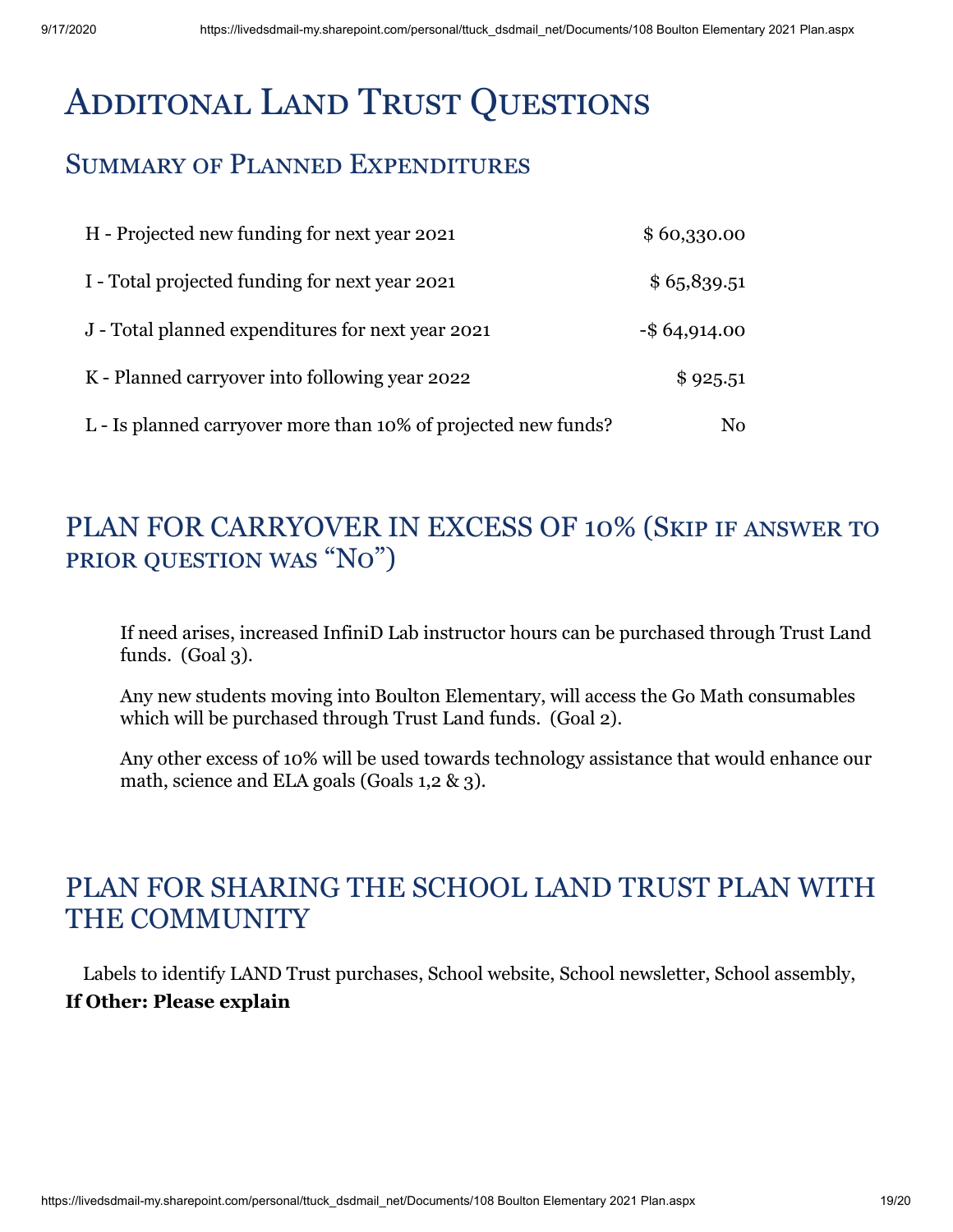# Additonal Land Trust Questions

## Summary of Planned Expenditures

| | |
|---|---|
| H - Projected new funding for next year 2021 | $ 60,330.00 |
| I - Total projected funding for next year 2021 | $ 65,839.51 |
| J - Total planned expenditures for next year 2021 | -$ 64,914.00 |
| K - Planned carryover into following year 2022 | $ 925.51 |
| L - Is planned carryover more than 10% of projected new funds? | No |

## PLAN FOR CARRYOVER IN EXCESS OF 10% (Skip if answer to prior question was "No")

If need arises, increased InfiniD Lab instructor hours can be purchased through Trust Land funds. (Goal 3).

Any new students moving into Boulton Elementary, will access the Go Math consumables which will be purchased through Trust Land funds. (Goal 2).

Any other excess of 10% will be used towards technology assistance that would enhance our math, science and ELA goals (Goals 1,2 & 3).

## PLAN FOR SHARING THE SCHOOL LAND TRUST PLAN WITH THE COMMUNITY

Labels to identify LAND Trust purchases, School website, School newsletter, School assembly,

**If Other: Please explain**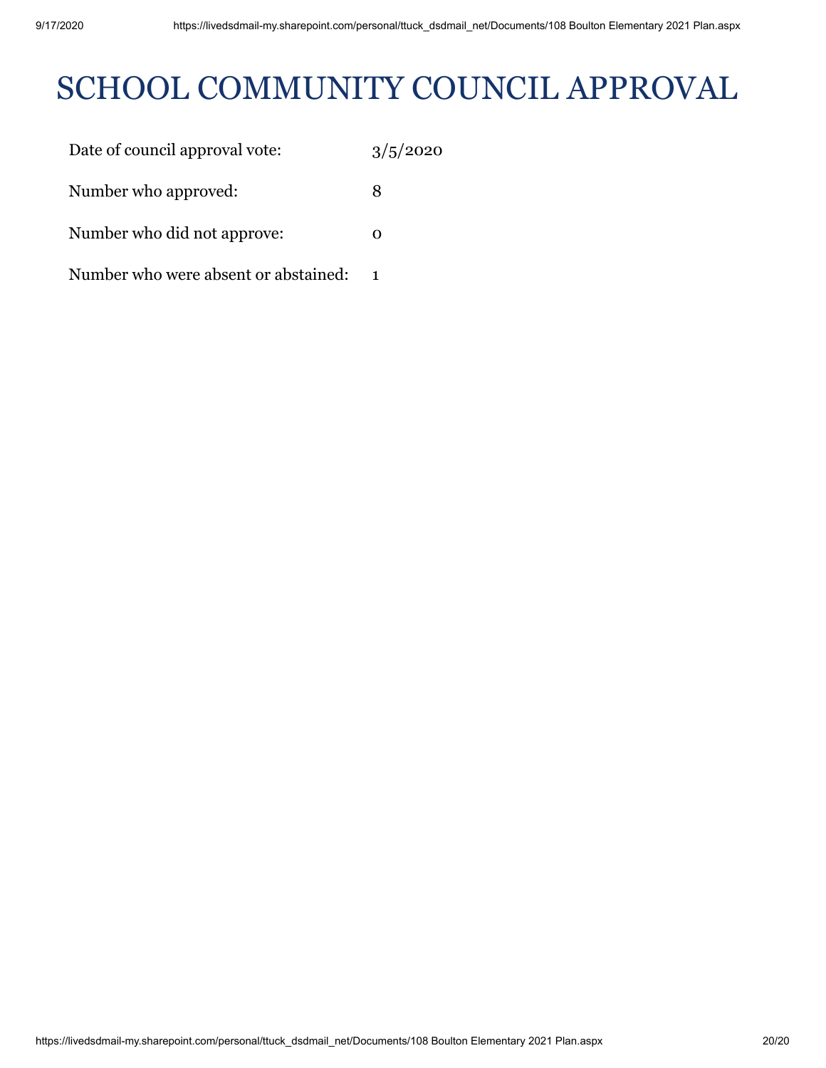# SCHOOL COMMUNITY COUNCIL APPROVAL

| | |
|---|---|
| Date of council approval vote: | 3/5/2020 |
| Number who approved: | 8 |
| Number who did not approve: | 0 |
| Number who were absent or abstained: | 1 |